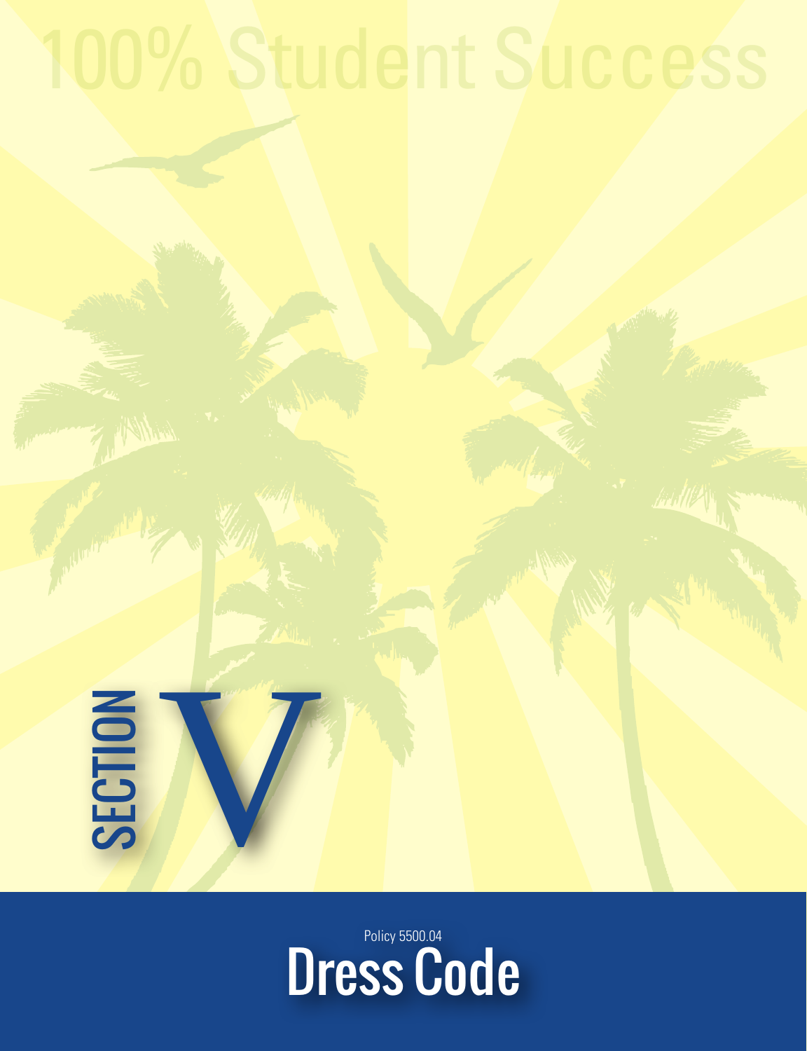100% Student Success

SECTION V

Policy 5500.04

# Dress Code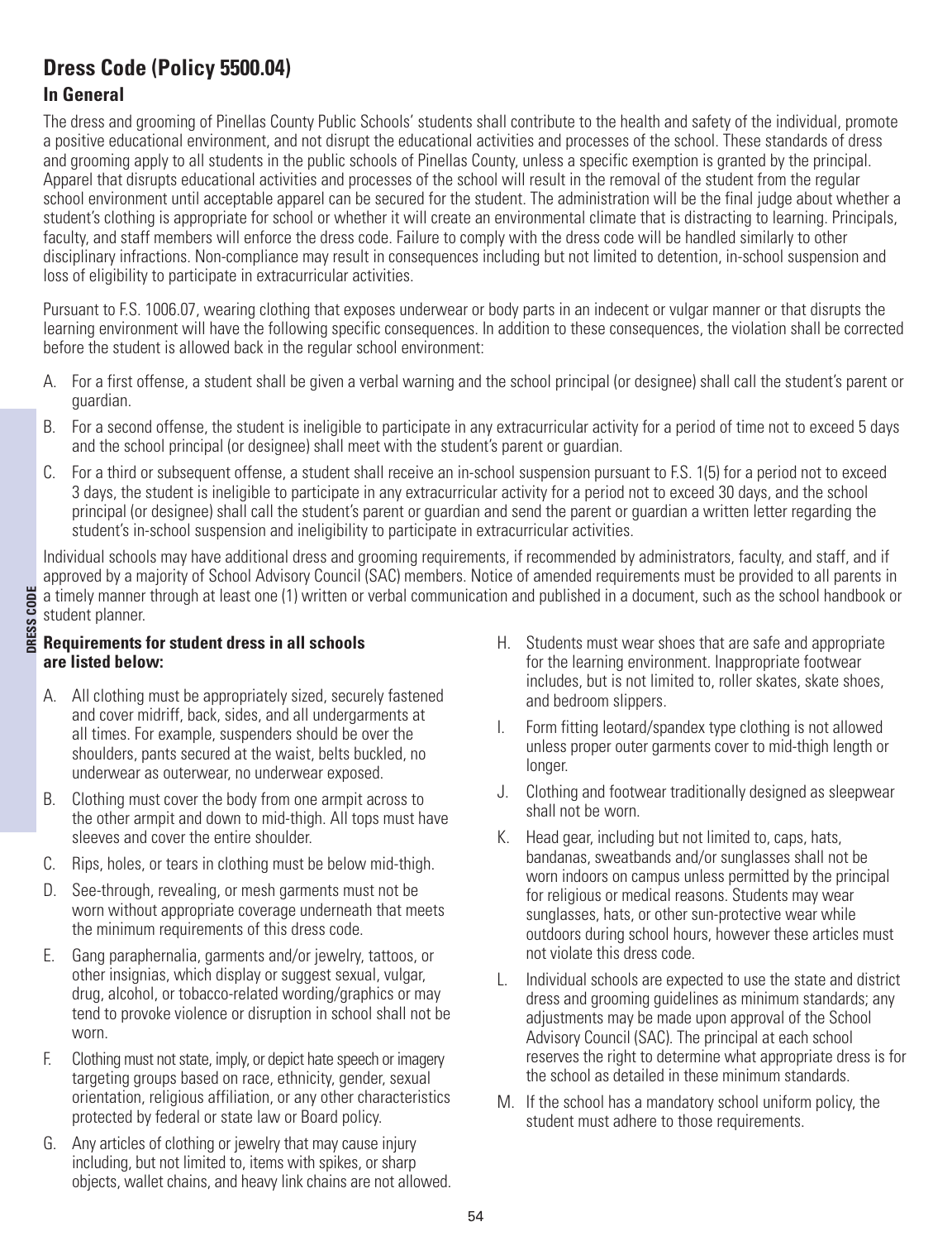## Dress Code (Policy 5500.04)

### In General

The dress and grooming of Pinellas County Public Schools' students shall contribute to the health and safety of the individual, promote a positive educational environment, and not disrupt the educational activities and processes of the school. These standards of dress and grooming apply to all students in the public schools of Pinellas County, unless a specific exemption is granted by the principal. Apparel that disrupts educational activities and processes of the school will result in the removal of the student from the regular school environment until acceptable apparel can be secured for the student. The administration will be the final judge about whether a student's clothing is appropriate for school or whether it will create an environmental climate that is distracting to learning. Principals, faculty, and staff members will enforce the dress code. Failure to comply with the dress code will be handled similarly to other disciplinary infractions. Non-compliance may result in consequences including but not limited to detention, in-school suspension and loss of eligibility to participate in extracurricular activities.

Pursuant to F.S. 1006.07, wearing clothing that exposes underwear or body parts in an indecent or vulgar manner or that disrupts the learning environment will have the following specific consequences. In addition to these consequences, the violation shall be corrected before the student is allowed back in the regular school environment:

A. For a first offense, a student shall be given a verbal warning and the school principal (or designee) shall call the student's parent or guardian.

B. For a second offense, the student is ineligible to participate in any extracurricular activity for a period of time not to exceed 5 days and the school principal (or designee) shall meet with the student's parent or guardian.

C. For a third or subsequent offense, a student shall receive an in-school suspension pursuant to F.S. 1(5) for a period not to exceed 3 days, the student is ineligible to participate in any extracurricular activity for a period not to exceed 30 days, and the school principal (or designee) shall call the student's parent or guardian and send the parent or guardian a written letter regarding the student's in-school suspension and ineligibility to participate in extracurricular activities.

Individual schools may have additional dress and grooming requirements, if recommended by administrators, faculty, and staff, and if approved by a majority of School Advisory Council (SAC) members. Notice of amended requirements must be provided to all parents in a timely manner through at least one (1) written or verbal communication and published in a document, such as the school handbook or student planner.

**Requirements for student dress in all schools are listed below:**

A. All clothing must be appropriately sized, securely fastened and cover midriff, back, sides, and all undergarments at all times. For example, suspenders should be over the shoulders, pants secured at the waist, belts buckled, no underwear as outerwear, no underwear exposed.

B. Clothing must cover the body from one armpit across to the other armpit and down to mid-thigh. All tops must have sleeves and cover the entire shoulder.

C. Rips, holes, or tears in clothing must be below mid-thigh.

D. See-through, revealing, or mesh garments must not be worn without appropriate coverage underneath that meets the minimum requirements of this dress code.

E. Gang paraphernalia, garments and/or jewelry, tattoos, or other insignias, which display or suggest sexual, vulgar, drug, alcohol, or tobacco-related wording/graphics or may tend to provoke violence or disruption in school shall not be worn.

F. Clothing must not state, imply, or depict hate speech or imagery targeting groups based on race, ethnicity, gender, sexual orientation, religious affiliation, or any other characteristics protected by federal or state law or Board policy.

G. Any articles of clothing or jewelry that may cause injury including, but not limited to, items with spikes, or sharp objects, wallet chains, and heavy link chains are not allowed.

H. Students must wear shoes that are safe and appropriate for the learning environment. Inappropriate footwear includes, but is not limited to, roller skates, skate shoes, and bedroom slippers.

I. Form fitting leotard/spandex type clothing is not allowed unless proper outer garments cover to mid-thigh length or longer.

J. Clothing and footwear traditionally designed as sleepwear shall not be worn.

K. Head gear, including but not limited to, caps, hats, bandanas, sweatbands and/or sunglasses shall not be worn indoors on campus unless permitted by the principal for religious or medical reasons. Students may wear sunglasses, hats, or other sun-protective wear while outdoors during school hours, however these articles must not violate this dress code.

L. Individual schools are expected to use the state and district dress and grooming guidelines as minimum standards; any adjustments may be made upon approval of the School Advisory Council (SAC). The principal at each school reserves the right to determine what appropriate dress is for the school as detailed in these minimum standards.

M. If the school has a mandatory school uniform policy, the student must adhere to those requirements.